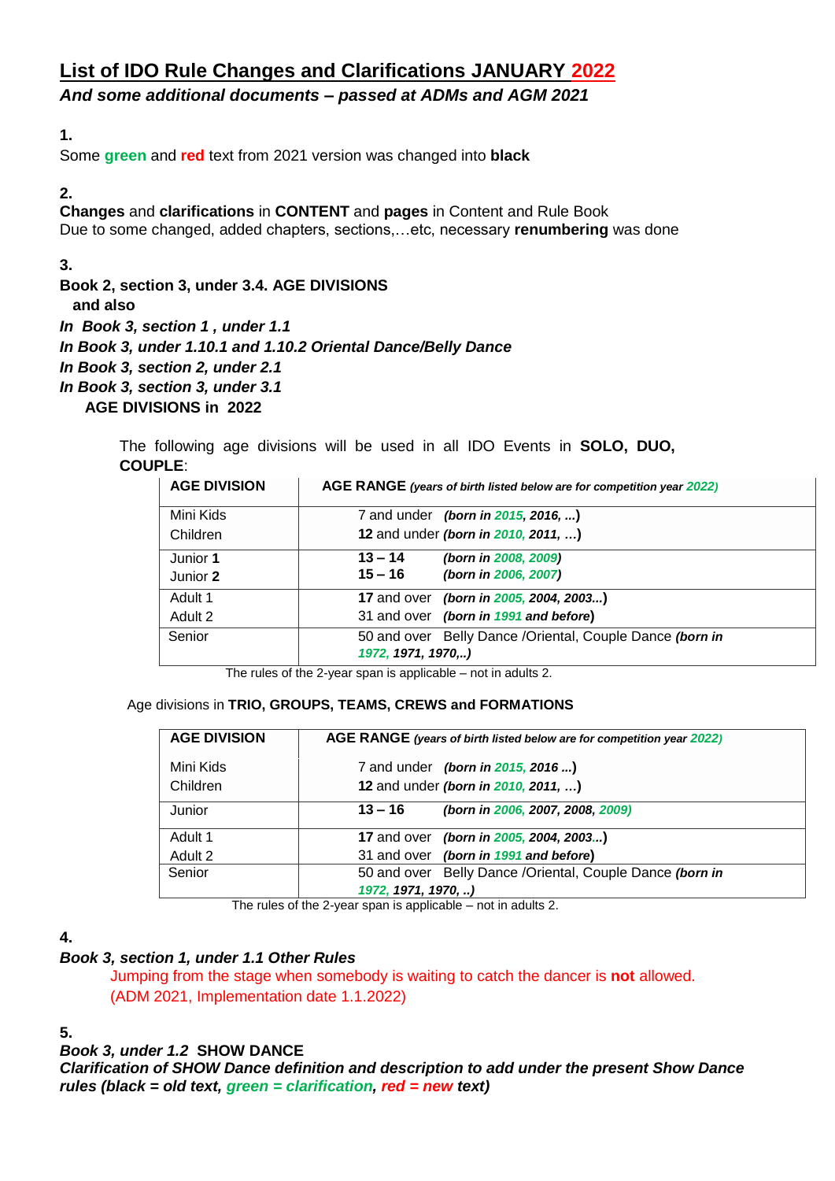# List of IDO Rule Changes and Clarifications JANUARY 2022

***And some additional documents – passed at ADMs and AGM 2021***

**1.**

Some **green** and **red** text from 2021 version was changed into **black**

**2.**

**Changes** and **clarifications** in **CONTENT** and **pages** in Content and Rule Book
Due to some changed, added chapters, sections,…etc, necessary **renumbering** was done

**3.**

**Book 2, section 3, under 3.4. AGE DIVISIONS**
**and also**
***In Book 3, section 1 , under 1.1***
***In Book 3, under 1.10.1 and 1.10.2 Oriental Dance/Belly Dance***
***In Book 3, section 2, under 2.1***
***In Book 3, section 3, under 3.1***
**AGE DIVISIONS in 2022**

The following age divisions will be used in all IDO Events in **SOLO, DUO, COUPLE**:

| AGE DIVISION | AGE RANGE *(years of birth listed below are for competition year 2022)* |
|---|---|
| Mini Kids<br>Children | 7 and under ***(born in 2015, 2016, ...)***<br>**12** and under ***(born in 2010, 2011, …)*** |
| Junior **1**<br>Junior **2** | **13 – 14** ***(born in 2008, 2009)***<br>**15 – 16** ***(born in 2006, 2007)*** |
| Adult 1<br>Adult 2 | **17** and over ***(born in 2005, 2004, 2003...)***<br>31 and over ***(born in 1991 and before)*** |
| Senior | 50 and over Belly Dance /Oriental, Couple Dance ***(born in 1972, 1971, 1970,..)*** |

The rules of the 2-year span is applicable – not in adults 2.

Age divisions in **TRIO, GROUPS, TEAMS, CREWS and FORMATIONS**

| AGE DIVISION | AGE RANGE *(years of birth listed below are for competition year 2022)* |
|---|---|
| Mini Kids<br>Children | 7 and under ***(born in 2015, 2016 ...)***<br>**12** and under ***(born in 2010, 2011, …)*** |
| Junior | **13 – 16** ***(born in 2006, 2007, 2008, 2009)*** |
| Adult 1<br>Adult 2 | **17** and over ***(born in 2005, 2004, 2003...)***<br>31 and over ***(born in 1991 and before)*** |
| Senior | 50 and over Belly Dance /Oriental, Couple Dance ***(born in 1972, 1971, 1970, ..)*** |

The rules of the 2-year span is applicable – not in adults 2.

**4.**

***Book 3, section 1, under 1.1 Other Rules***

Jumping from the stage when somebody is waiting to catch the dancer is **not** allowed.
(ADM 2021, Implementation date 1.1.2022)

**5.**

***Book 3, under 1.2*** **SHOW DANCE**

***Clarification of SHOW Dance definition and description to add under the present Show Dance rules (black = old text, green = clarification, red = new text)***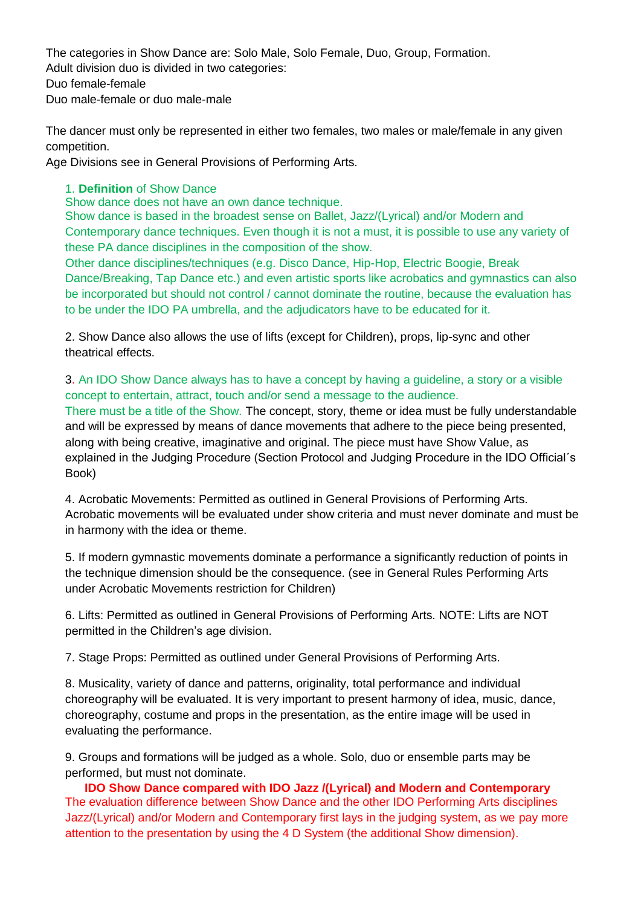The categories in Show Dance are: Solo Male, Solo Female, Duo, Group, Formation.
Adult division duo is divided in two categories:
Duo female-female
Duo male-female or duo male-male

The dancer must only be represented in either two females, two males or male/female in any given competition.
Age Divisions see in General Provisions of Performing Arts.

1. **Definition** of Show Dance
Show dance does not have an own dance technique.
Show dance is based in the broadest sense on Ballet, Jazz/(Lyrical) and/or Modern and Contemporary dance techniques. Even though it is not a must, it is possible to use any variety of these PA dance disciplines in the composition of the show.
Other dance disciplines/techniques (e.g. Disco Dance, Hip-Hop, Electric Boogie, Break Dance/Breaking, Tap Dance etc.) and even artistic sports like acrobatics and gymnastics can also be incorporated but should not control / cannot dominate the routine, because the evaluation has to be under the IDO PA umbrella, and the adjudicators have to be educated for it.

2. Show Dance also allows the use of lifts (except for Children), props, lip-sync and other theatrical effects.

3. An IDO Show Dance always has to have a concept by having a guideline, a story or a visible concept to entertain, attract, touch and/or send a message to the audience.
There must be a title of the Show. The concept, story, theme or idea must be fully understandable and will be expressed by means of dance movements that adhere to the piece being presented, along with being creative, imaginative and original. The piece must have Show Value, as explained in the Judging Procedure (Section Protocol and Judging Procedure in the IDO Official´s Book)

4. Acrobatic Movements: Permitted as outlined in General Provisions of Performing Arts. Acrobatic movements will be evaluated under show criteria and must never dominate and must be in harmony with the idea or theme.

5. If modern gymnastic movements dominate a performance a significantly reduction of points in the technique dimension should be the consequence. (see in General Rules Performing Arts under Acrobatic Movements restriction for Children)

6. Lifts: Permitted as outlined in General Provisions of Performing Arts. NOTE: Lifts are NOT permitted in the Children's age division.

7. Stage Props: Permitted as outlined under General Provisions of Performing Arts.

8. Musicality, variety of dance and patterns, originality, total performance and individual choreography will be evaluated. It is very important to present harmony of idea, music, dance, choreography, costume and props in the presentation, as the entire image will be used in evaluating the performance.

9. Groups and formations will be judged as a whole. Solo, duo or ensemble parts may be performed, but must not dominate.

**IDO Show Dance compared with IDO Jazz /(Lyrical) and Modern and Contemporary**

The evaluation difference between Show Dance and the other IDO Performing Arts disciplines Jazz/(Lyrical) and/or Modern and Contemporary first lays in the judging system, as we pay more attention to the presentation by using the 4 D System (the additional Show dimension).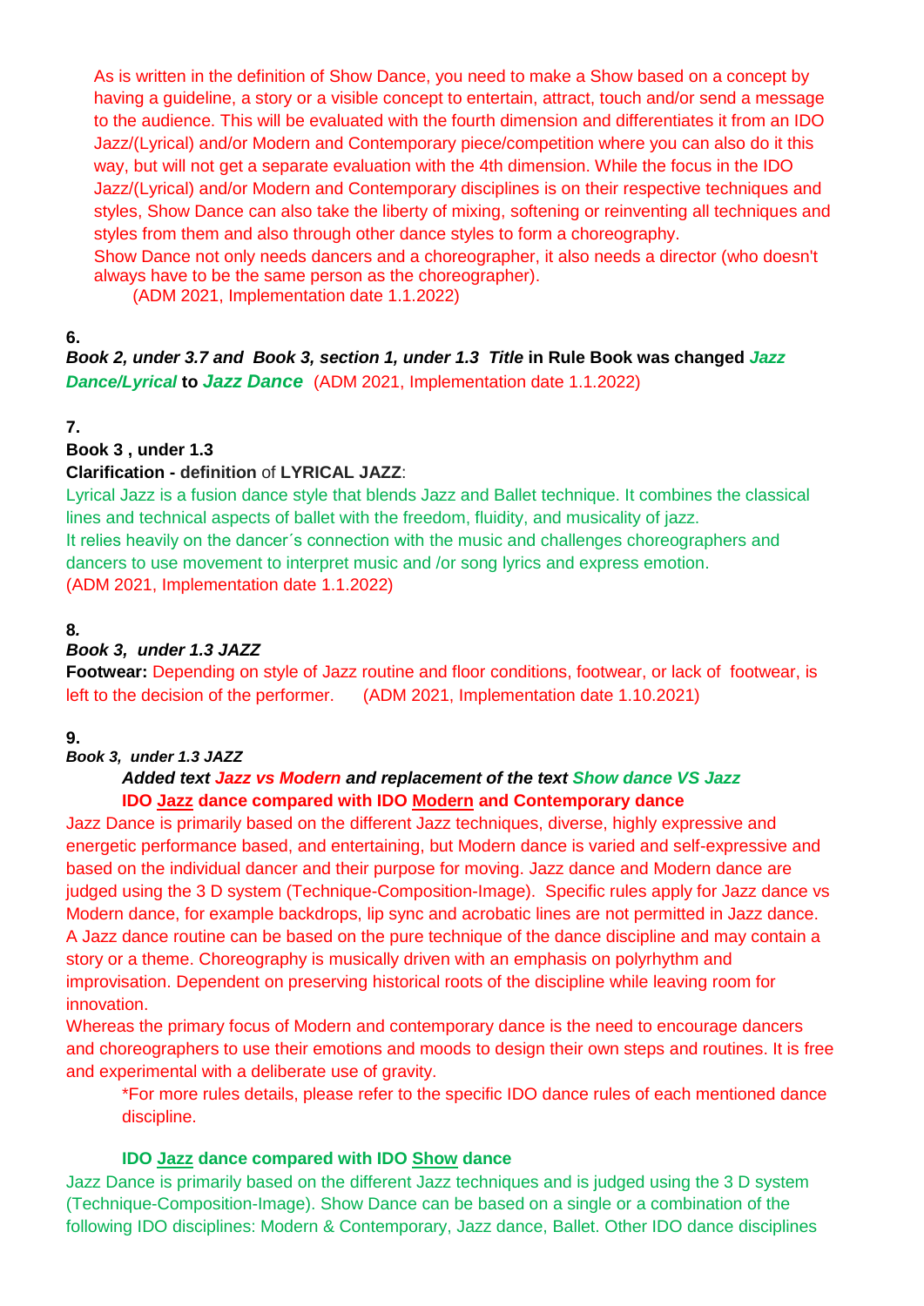As is written in the definition of Show Dance, you need to make a Show based on a concept by having a guideline, a story or a visible concept to entertain, attract, touch and/or send a message to the audience. This will be evaluated with the fourth dimension and differentiates it from an IDO Jazz/(Lyrical) and/or Modern and Contemporary piece/competition where you can also do it this way, but will not get a separate evaluation with the 4th dimension. While the focus in the IDO Jazz/(Lyrical) and/or Modern and Contemporary disciplines is on their respective techniques and styles, Show Dance can also take the liberty of mixing, softening or reinventing all techniques and styles from them and also through other dance styles to form a choreography.
Show Dance not only needs dancers and a choreographer, it also needs a director (who doesn't always have to be the same person as the choreographer).
(ADM 2021, Implementation date 1.1.2022)

**6.**

***Book 2, under 3.7 and Book 3, section 1, under 1.3 Title* in Rule Book was changed *Jazz Dance/Lyrical* to *Jazz Dance*** (ADM 2021, Implementation date 1.1.2022)

**7.**

**Book 3 , under 1.3**

**Clarification - definition** of **LYRICAL JAZZ**:

Lyrical Jazz is a fusion dance style that blends Jazz and Ballet technique. It combines the classical lines and technical aspects of ballet with the freedom, fluidity, and musicality of jazz.
It relies heavily on the dancer´s connection with the music and challenges choreographers and dancers to use movement to interpret music and /or song lyrics and express emotion.
(ADM 2021, Implementation date 1.1.2022)

**8.**

***Book 3, under 1.3 JAZZ***

**Footwear:** Depending on style of Jazz routine and floor conditions, footwear, or lack of footwear, is left to the decision of the performer. (ADM 2021, Implementation date 1.10.2021)

**9.**

***Book 3, under 1.3 JAZZ***

***Added text Jazz vs Modern and replacement of the text Show dance VS Jazz***

**IDO Jazz dance compared with IDO Modern and Contemporary dance**

Jazz Dance is primarily based on the different Jazz techniques, diverse, highly expressive and energetic performance based, and entertaining, but Modern dance is varied and self-expressive and based on the individual dancer and their purpose for moving. Jazz dance and Modern dance are judged using the 3 D system (Technique-Composition-Image). Specific rules apply for Jazz dance vs Modern dance, for example backdrops, lip sync and acrobatic lines are not permitted in Jazz dance. A Jazz dance routine can be based on the pure technique of the dance discipline and may contain a story or a theme. Choreography is musically driven with an emphasis on polyrhythm and improvisation. Dependent on preserving historical roots of the discipline while leaving room for innovation.
Whereas the primary focus of Modern and contemporary dance is the need to encourage dancers and choreographers to use their emotions and moods to design their own steps and routines. It is free and experimental with a deliberate use of gravity.

*For more rules details, please refer to the specific IDO dance rules of each mentioned dance discipline.

**IDO Jazz dance compared with IDO Show dance**

Jazz Dance is primarily based on the different Jazz techniques and is judged using the 3 D system (Technique-Composition-Image). Show Dance can be based on a single or a combination of the following IDO disciplines: Modern & Contemporary, Jazz dance, Ballet. Other IDO dance disciplines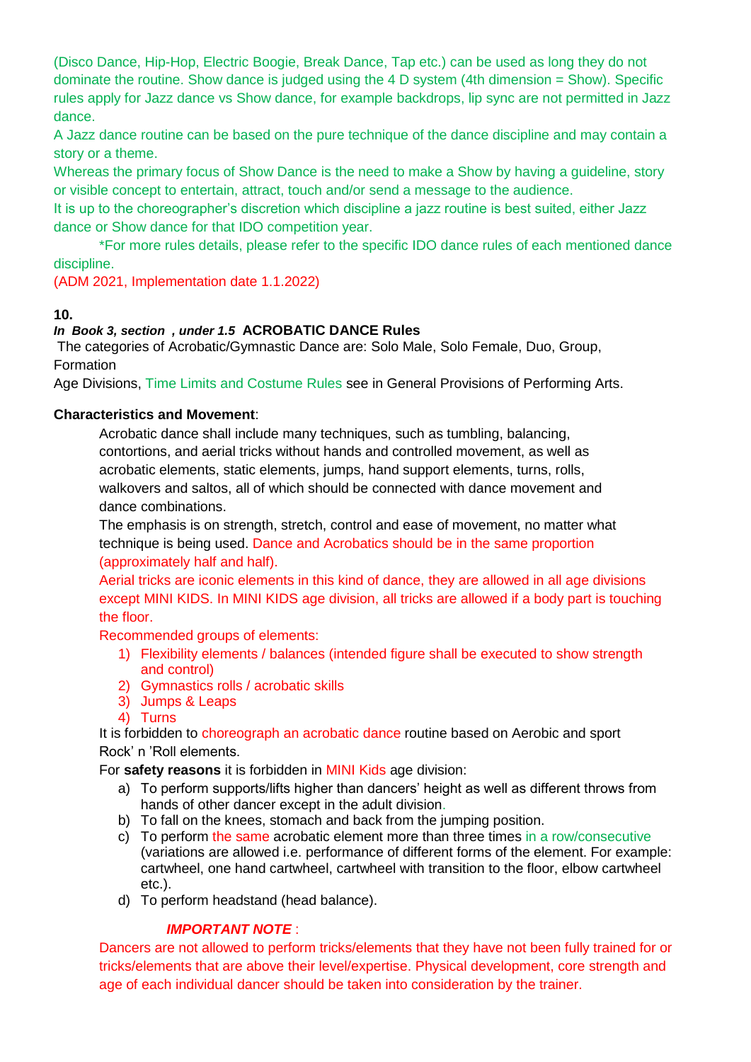(Disco Dance, Hip-Hop, Electric Boogie, Break Dance, Tap etc.) can be used as long they do not dominate the routine. Show dance is judged using the 4 D system (4th dimension = Show). Specific rules apply for Jazz dance vs Show dance, for example backdrops, lip sync are not permitted in Jazz dance.

A Jazz dance routine can be based on the pure technique of the dance discipline and may contain a story or a theme.

Whereas the primary focus of Show Dance is the need to make a Show by having a guideline, story or visible concept to entertain, attract, touch and/or send a message to the audience.

It is up to the choreographer's discretion which discipline a jazz routine is best suited, either Jazz dance or Show dance for that IDO competition year.

*For more rules details, please refer to the specific IDO dance rules of each mentioned dance discipline.

(ADM 2021, Implementation date 1.1.2022)

**10.**

***In Book 3, section , under 1.5*** **ACROBATIC DANCE Rules**

The categories of Acrobatic/Gymnastic Dance are: Solo Male, Solo Female, Duo, Group, Formation

Age Divisions, Time Limits and Costume Rules see in General Provisions of Performing Arts.

**Characteristics and Movement**:

Acrobatic dance shall include many techniques, such as tumbling, balancing, contortions, and aerial tricks without hands and controlled movement, as well as acrobatic elements, static elements, jumps, hand support elements, turns, rolls, walkovers and saltos, all of which should be connected with dance movement and dance combinations.

The emphasis is on strength, stretch, control and ease of movement, no matter what technique is being used. Dance and Acrobatics should be in the same proportion (approximately half and half).

Aerial tricks are iconic elements in this kind of dance, they are allowed in all age divisions except MINI KIDS. In MINI KIDS age division, all tricks are allowed if a body part is touching the floor.

Recommended groups of elements:

1) Flexibility elements / balances (intended figure shall be executed to show strength and control)
2) Gymnastics rolls / acrobatic skills
3) Jumps & Leaps
4) Turns

It is forbidden to choreograph an acrobatic dance routine based on Aerobic and sport Rock' n 'Roll elements.

For **safety reasons** it is forbidden in MINI Kids age division:

a) To perform supports/lifts higher than dancers' height as well as different throws from hands of other dancer except in the adult division.
b) To fall on the knees, stomach and back from the jumping position.
c) To perform the same acrobatic element more than three times in a row/consecutive (variations are allowed i.e. performance of different forms of the element. For example: cartwheel, one hand cartwheel, cartwheel with transition to the floor, elbow cartwheel etc.).
d) To perform headstand (head balance).

***IMPORTANT NOTE*** :

Dancers are not allowed to perform tricks/elements that they have not been fully trained for or tricks/elements that are above their level/expertise. Physical development, core strength and age of each individual dancer should be taken into consideration by the trainer.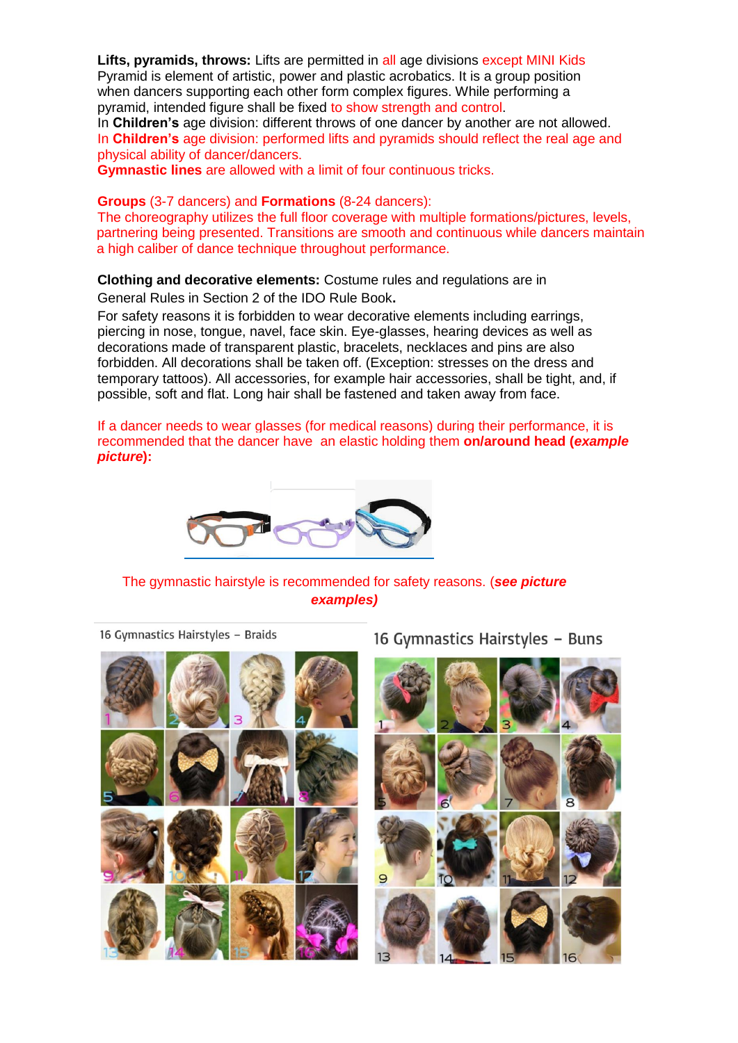**Lifts, pyramids, throws:** Lifts are permitted in all age divisions except MINI Kids
Pyramid is element of artistic, power and plastic acrobatics. It is a group position when dancers supporting each other form complex figures. While performing a pyramid, intended figure shall be fixed to show strength and control.
In **Children's** age division: different throws of one dancer by another are not allowed.
In **Children's** age division: performed lifts and pyramids should reflect the real age and physical ability of dancer/dancers.
**Gymnastic lines** are allowed with a limit of four continuous tricks.

**Groups** (3-7 dancers) and **Formations** (8-24 dancers):
The choreography utilizes the full floor coverage with multiple formations/pictures, levels, partnering being presented. Transitions are smooth and continuous while dancers maintain a high caliber of dance technique throughout performance.

**Clothing and decorative elements:** Costume rules and regulations are in General Rules in Section 2 of the IDO Rule Book**.**
For safety reasons it is forbidden to wear decorative elements including earrings, piercing in nose, tongue, navel, face skin. Eye-glasses, hearing devices as well as decorations made of transparent plastic, bracelets, necklaces and pins are also forbidden. All decorations shall be taken off. (Exception: stresses on the dress and temporary tattoos). All accessories, for example hair accessories, shall be tight, and, if possible, soft and flat. Long hair shall be fastened and taken away from face.

If a dancer needs to wear glasses (for medical reasons) during their performance, it is recommended that the dancer have an elastic holding them **on/around head (*example picture*):**

The gymnastic hairstyle is recommended for safety reasons. (***see picture examples)***

16 Gymnastics Hairstyles – Braids

16 Gymnastics Hairstyles – Buns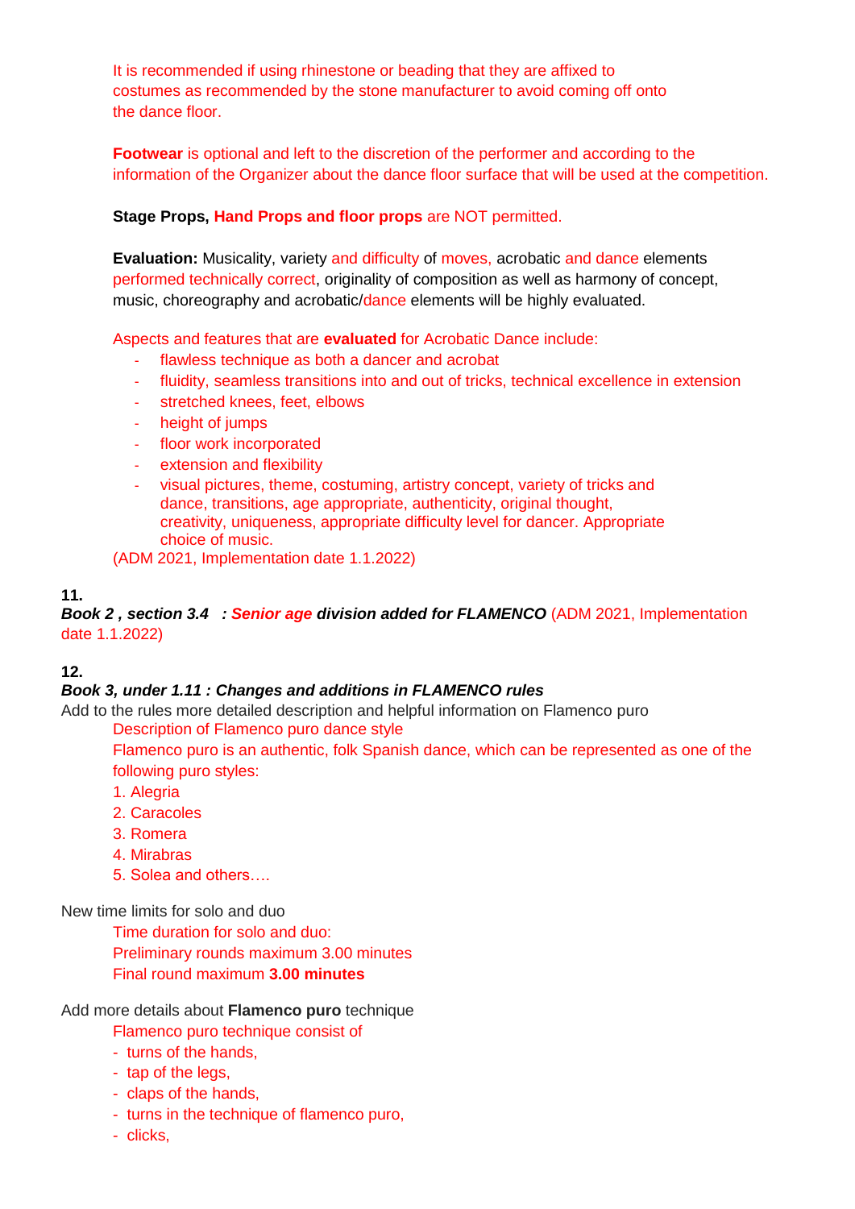It is recommended if using rhinestone or beading that they are affixed to costumes as recommended by the stone manufacturer to avoid coming off onto the dance floor.

**Footwear** is optional and left to the discretion of the performer and according to the information of the Organizer about the dance floor surface that will be used at the competition.

**Stage Props, Hand Props and floor props** are NOT permitted.

**Evaluation:** Musicality, variety and difficulty of moves, acrobatic and dance elements performed technically correct, originality of composition as well as harmony of concept, music, choreography and acrobatic/dance elements will be highly evaluated.

Aspects and features that are **evaluated** for Acrobatic Dance include:

- flawless technique as both a dancer and acrobat
- fluidity, seamless transitions into and out of tricks, technical excellence in extension
- stretched knees, feet, elbows
- height of jumps
- floor work incorporated
- extension and flexibility
- visual pictures, theme, costuming, artistry concept, variety of tricks and dance, transitions, age appropriate, authenticity, original thought, creativity, uniqueness, appropriate difficulty level for dancer. Appropriate choice of music.

(ADM 2021, Implementation date 1.1.2022)

**11.**
***Book 2 , section 3.4 : Senior age division added for FLAMENCO*** (ADM 2021, Implementation date 1.1.2022)

**12.**
***Book 3, under 1.11 : Changes and additions in FLAMENCO rules***

Add to the rules more detailed description and helpful information on Flamenco puro

Description of Flamenco puro dance style

Flamenco puro is an authentic, folk Spanish dance, which can be represented as one of the following puro styles:

1. Alegria
2. Caracoles
3. Romera
4. Mirabras
5. Solea and others….

New time limits for solo and duo

Time duration for solo and duo:
Preliminary rounds maximum 3.00 minutes
Final round maximum **3.00 minutes**

Add more details about **Flamenco puro** technique

Flamenco puro technique consist of

- turns of the hands,
- tap of the legs,
- claps of the hands,
- turns in the technique of flamenco puro,
- clicks,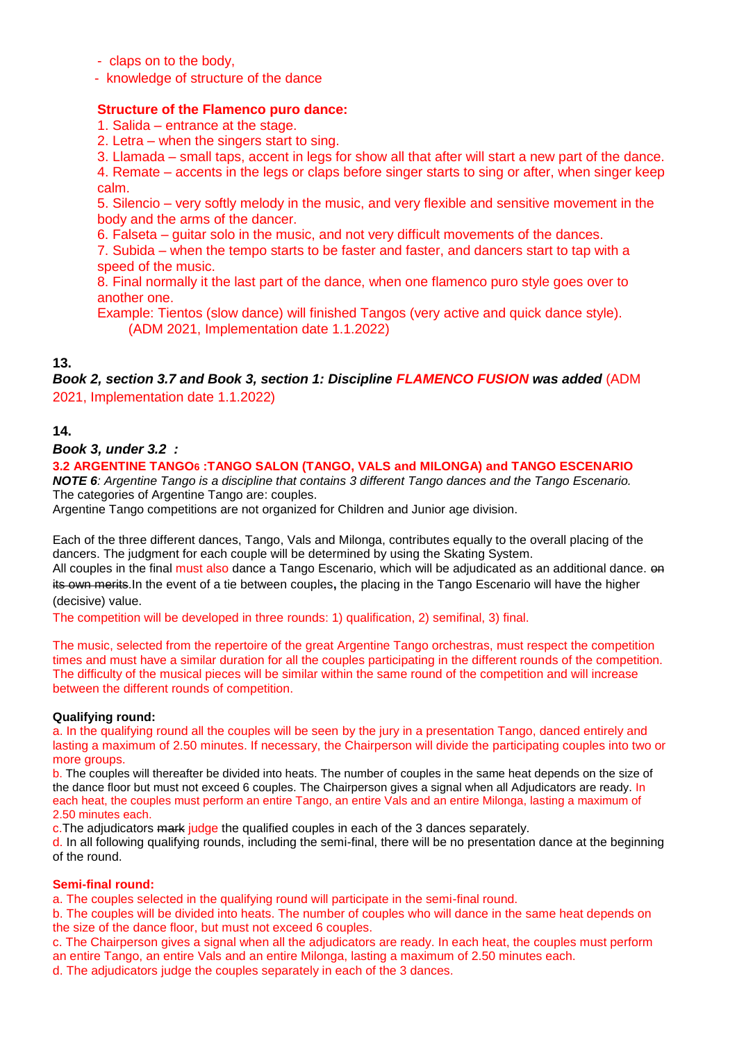- claps on to the body,
- knowledge of structure of the dance

**Structure of the Flamenco puro dance:**

1. Salida – entrance at the stage.
2. Letra – when the singers start to sing.
3. Llamada – small taps, accent in legs for show all that after will start a new part of the dance.
4. Remate – accents in the legs or claps before singer starts to sing or after, when singer keep calm.
5. Silencio – very softly melody in the music, and very flexible and sensitive movement in the body and the arms of the dancer.
6. Falseta – guitar solo in the music, and not very difficult movements of the dances.
7. Subida – when the tempo starts to be faster and faster, and dancers start to tap with a speed of the music.
8. Final normally it the last part of the dance, when one flamenco puro style goes over to another one.

Example: Tientos (slow dance) will finished Tangos (very active and quick dance style).
(ADM 2021, Implementation date 1.1.2022)

**13.**

***Book 2, section 3.7 and Book 3, section 1: Discipline FLAMENCO FUSION was added*** (ADM 2021, Implementation date 1.1.2022)

**14.**

***Book 3, under 3.2 :***

**3.2 ARGENTINE TANGO[6] :TANGO SALON (TANGO, VALS and MILONGA) and TANGO ESCENARIO**

***NOTE 6****: Argentine Tango is a discipline that contains 3 different Tango dances and the Tango Escenario.*
The categories of Argentine Tango are: couples.
Argentine Tango competitions are not organized for Children and Junior age division.

Each of the three different dances, Tango, Vals and Milonga, contributes equally to the overall placing of the dancers. The judgment for each couple will be determined by using the Skating System.
All couples in the final must also dance a Tango Escenario, which will be adjudicated as an additional dance. ~~on its own merits~~.In the event of a tie between couples**,** the placing in the Tango Escenario will have the higher (decisive) value.
The competition will be developed in three rounds: 1) qualification, 2) semifinal, 3) final.

The music, selected from the repertoire of the great Argentine Tango orchestras, must respect the competition times and must have a similar duration for all the couples participating in the different rounds of the competition. The difficulty of the musical pieces will be similar within the same round of the competition and will increase between the different rounds of competition.

**Qualifying round:**

a. In the qualifying round all the couples will be seen by the jury in a presentation Tango, danced entirely and lasting a maximum of 2.50 minutes. If necessary, the Chairperson will divide the participating couples into two or more groups.
b. The couples will thereafter be divided into heats. The number of couples in the same heat depends on the size of the dance floor but must not exceed 6 couples. The Chairperson gives a signal when all Adjudicators are ready. In each heat, the couples must perform an entire Tango, an entire Vals and an entire Milonga, lasting a maximum of 2.50 minutes each.
c.The adjudicators ~~mark~~ judge the qualified couples in each of the 3 dances separately.
d. In all following qualifying rounds, including the semi-final, there will be no presentation dance at the beginning of the round.

**Semi-final round:**

a. The couples selected in the qualifying round will participate in the semi-final round.
b. The couples will be divided into heats. The number of couples who will dance in the same heat depends on the size of the dance floor, but must not exceed 6 couples.
c. The Chairperson gives a signal when all the adjudicators are ready. In each heat, the couples must perform an entire Tango, an entire Vals and an entire Milonga, lasting a maximum of 2.50 minutes each.
d. The adjudicators judge the couples separately in each of the 3 dances.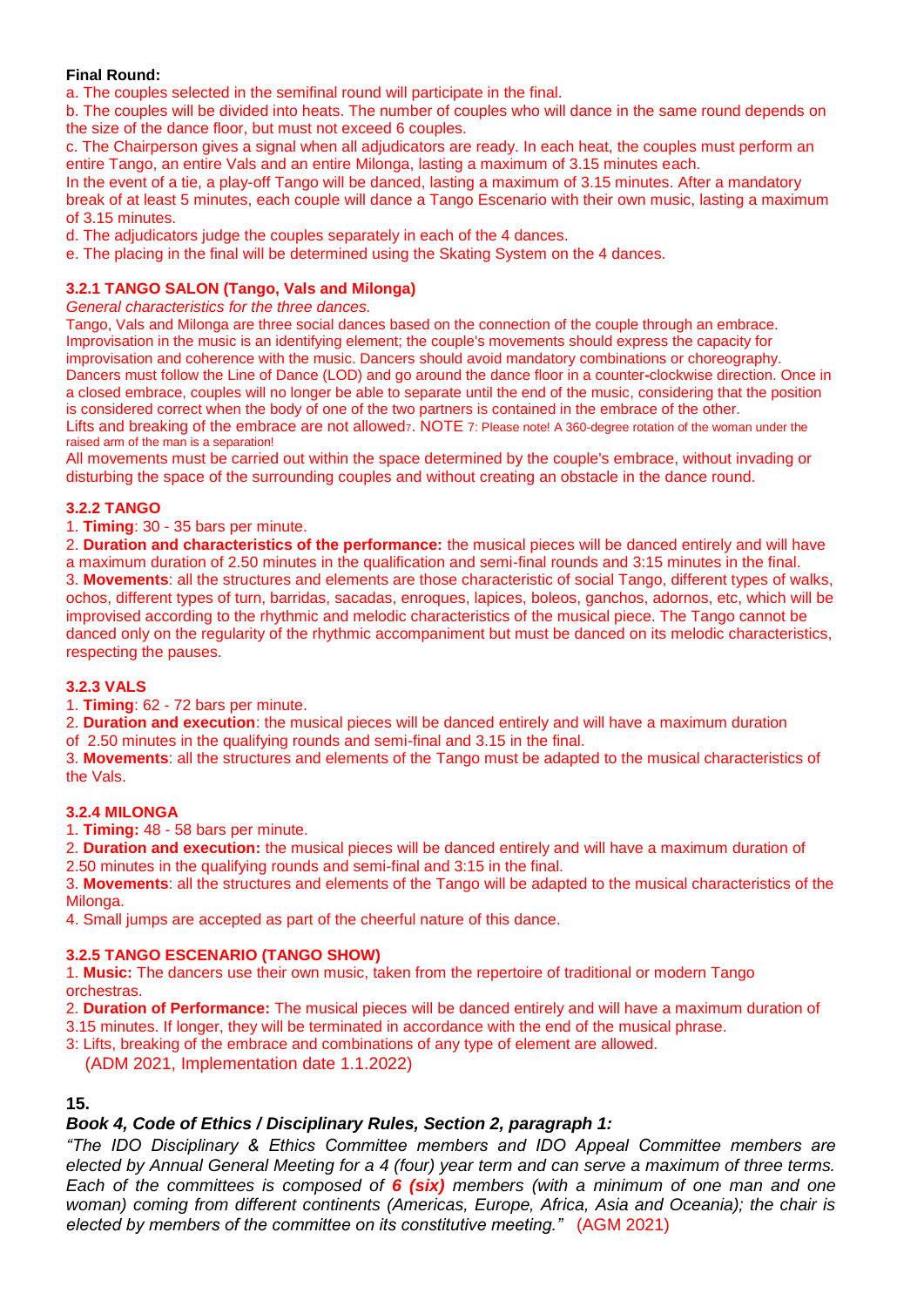**Final Round:**

a. The couples selected in the semifinal round will participate in the final.

b. The couples will be divided into heats. The number of couples who will dance in the same round depends on the size of the dance floor, but must not exceed 6 couples.

c. The Chairperson gives a signal when all adjudicators are ready. In each heat, the couples must perform an entire Tango, an entire Vals and an entire Milonga, lasting a maximum of 3.15 minutes each.

In the event of a tie, a play-off Tango will be danced, lasting a maximum of 3.15 minutes. After a mandatory break of at least 5 minutes, each couple will dance a Tango Escenario with their own music, lasting a maximum of 3.15 minutes.

d. The adjudicators judge the couples separately in each of the 4 dances.

e. The placing in the final will be determined using the Skating System on the 4 dances.

### 3.2.1 TANGO SALON (Tango, Vals and Milonga)

*General characteristics for the three dances.*

Tango, Vals and Milonga are three social dances based on the connection of the couple through an embrace. Improvisation in the music is an identifying element; the couple's movements should express the capacity for improvisation and coherence with the music. Dancers should avoid mandatory combinations or choreography. Dancers must follow the Line of Dance (LOD) and go around the dance floor in a counter-clockwise direction. Once in a closed embrace, couples will no longer be able to separate until the end of the music, considering that the position is considered correct when the body of one of the two partners is contained in the embrace of the other.

Lifts and breaking of the embrace are not allowed[7]. NOTE 7: Please note! A 360-degree rotation of the woman under the raised arm of the man is a separation!

All movements must be carried out within the space determined by the couple's embrace, without invading or disturbing the space of the surrounding couples and without creating an obstacle in the dance round.

### 3.2.2 TANGO

1. **Timing**: 30 - 35 bars per minute.
2. **Duration and characteristics of the performance:** the musical pieces will be danced entirely and will have a maximum duration of 2.50 minutes in the qualification and semi-final rounds and 3:15 minutes in the final.
3. **Movements**: all the structures and elements are those characteristic of social Tango, different types of walks, ochos, different types of turn, barridas, sacadas, enroques, lapices, boleos, ganchos, adornos, etc, which will be improvised according to the rhythmic and melodic characteristics of the musical piece. The Tango cannot be danced only on the regularity of the rhythmic accompaniment but must be danced on its melodic characteristics, respecting the pauses.

### 3.2.3 VALS

1. **Timing**: 62 - 72 bars per minute.
2. **Duration and execution**: the musical pieces will be danced entirely and will have a maximum duration of 2.50 minutes in the qualifying rounds and semi-final and 3.15 in the final.
3. **Movements**: all the structures and elements of the Tango must be adapted to the musical characteristics of the Vals.

### 3.2.4 MILONGA

1. **Timing:** 48 - 58 bars per minute.
2. **Duration and execution:** the musical pieces will be danced entirely and will have a maximum duration of 2.50 minutes in the qualifying rounds and semi-final and 3:15 in the final.
3. **Movements**: all the structures and elements of the Tango will be adapted to the musical characteristics of the Milonga.
4. Small jumps are accepted as part of the cheerful nature of this dance.

### 3.2.5 TANGO ESCENARIO (TANGO SHOW)

1. **Music:** The dancers use their own music, taken from the repertoire of traditional or modern Tango orchestras.
2. **Duration of Performance:** The musical pieces will be danced entirely and will have a maximum duration of 3.15 minutes. If longer, they will be terminated in accordance with the end of the musical phrase.
3: Lifts, breaking of the embrace and combinations of any type of element are allowed.

(ADM 2021, Implementation date 1.1.2022)

**15.**

***Book 4, Code of Ethics / Disciplinary Rules, Section 2, paragraph 1:***

*"The IDO Disciplinary & Ethics Committee members and IDO Appeal Committee members are elected by Annual General Meeting for a 4 (four) year term and can serve a maximum of three terms. Each of the committees is composed of **6 (six)** members (with a minimum of one man and one woman) coming from different continents (Americas, Europe, Africa, Asia and Oceania); the chair is elected by members of the committee on its constitutive meeting."* (AGM 2021)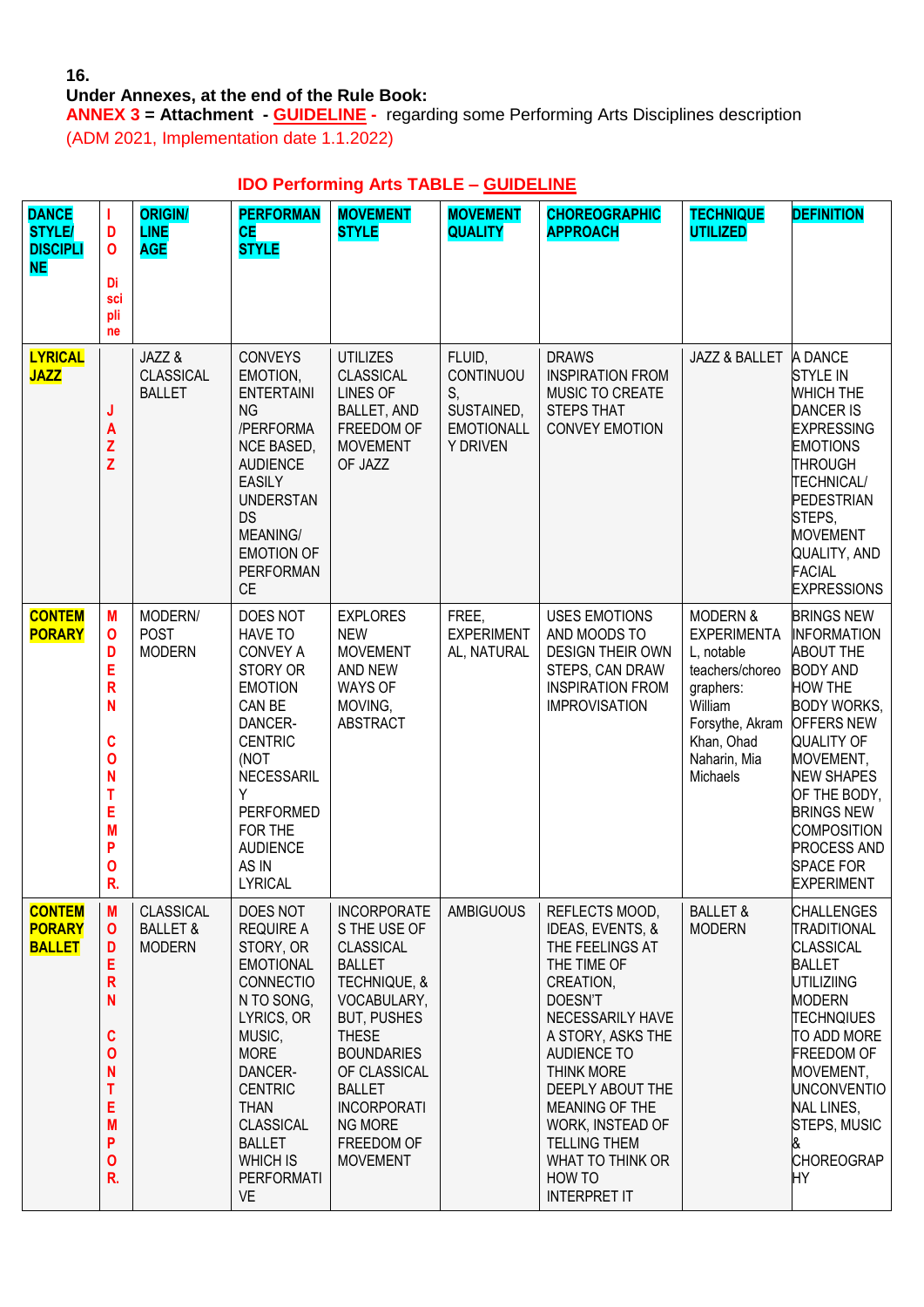**16.**

**Under Annexes, at the end of the Rule Book:**

**ANNEX 3 = Attachment - GUIDELINE -** regarding some Performing Arts Disciplines description

(ADM 2021, Implementation date 1.1.2022)

**IDO Performing Arts TABLE – GUIDELINE**

| DANCE STYLE/ DISCIPLINE | IDO Discipline | ORIGIN/ LINEAGE | PERFORMANCE STYLE | MOVEMENT STYLE | MOVEMENT QUALITY | CHOREOGRAPHIC APPROACH | TECHNIQUE UTILIZED | DEFINITION |
|---|---|---|---|---|---|---|---|---|
| LYRICAL JAZZ | JAZZ | JAZZ & CLASSICAL BALLET | CONVEYS EMOTION, ENTERTAINING /PERFORMANCE BASED, AUDIENCE EASILY UNDERSTANDS MEANING/ EMOTION OF PERFORMANCE | UTILIZES CLASSICAL LINES OF BALLET, AND FREEDOM OF MOVEMENT OF JAZZ | FLUID, CONTINUOUS, SUSTAINED, EMOTIONALLY DRIVEN | DRAWS INSPIRATION FROM MUSIC TO CREATE STEPS THAT CONVEY EMOTION | JAZZ & BALLET | A DANCE STYLE IN WHICH THE DANCER IS EXPRESSING EMOTIONS THROUGH TECHNICAL/ PEDESTRIAN STEPS, MOVEMENT QUALITY, AND FACIAL EXPRESSIONS |
| CONTEMPORARY | MODERN CONTEMPOR. | MODERN/ POST MODERN | DOES NOT HAVE TO CONVEY A STORY OR EMOTION CAN BE DANCER-CENTRIC (NOT NECESSARILY PERFORMED FOR THE AUDIENCE AS IN LYRICAL | EXPLORES NEW MOVEMENT AND NEW WAYS OF MOVING, ABSTRACT | FREE, EXPERIMENTAL, NATURAL | USES EMOTIONS AND MOODS TO DESIGN THEIR OWN STEPS, CAN DRAW INSPIRATION FROM IMPROVISATION | MODERN & EXPERIMENTAL, notable teachers/choreographers: William Forsythe, Akram Khan, Ohad Naharin, Mia Michaels | BRINGS NEW INFORMATION ABOUT THE BODY AND HOW THE BODY WORKS, OFFERS NEW QUALITY OF MOVEMENT, NEW SHAPES OF THE BODY, BRINGS NEW COMPOSITION PROCESS AND SPACE FOR EXPERIMENT |
| CONTEMPORARY BALLET | MODERN CONTEMPOR. | CLASSICAL BALLET & MODERN | DOES NOT REQUIRE A STORY, OR EMOTIONAL CONNECTION TO SONG, LYRICS, OR MUSIC, MORE DANCER-CENTRIC THAN CLASSICAL BALLET WHICH IS PERFORMATIVE | INCORPORATES THE USE OF CLASSICAL BALLET TECHNIQUE, & VOCABULARY, BUT, PUSHES THESE BOUNDARIES OF CLASSICAL BALLET INCORPORATING MORE FREEDOM OF MOVEMENT | AMBIGUOUS | REFLECTS MOOD, IDEAS, EVENTS, & THE FEELINGS AT THE TIME OF CREATION, DOESN'T NECESSARILY HAVE A STORY, ASKS THE AUDIENCE TO THINK MORE DEEPLY ABOUT THE MEANING OF THE WORK, INSTEAD OF TELLING THEM WHAT TO THINK OR HOW TO INTERPRET IT | BALLET & MODERN | CHALLENGES TRADITIONAL CLASSICAL BALLET UTILIZIING MODERN TECHNQIUES TO ADD MORE FREEDOM OF MOVEMENT, UNCONVENTIONAL LINES, STEPS, MUSIC & CHOREOGRAPHY |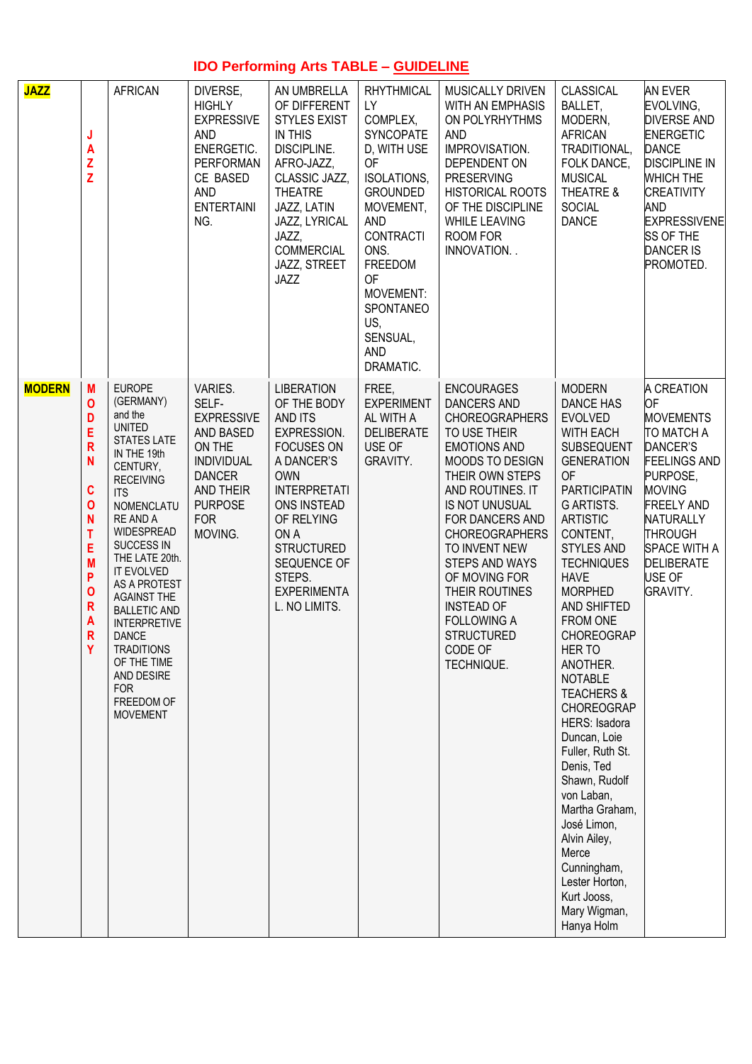## IDO Performing Arts TABLE – GUIDELINE

| | | | | | | | | |
|---|---|---|---|---|---|---|---|---|
| **JAZZ** | JAZZ | AFRICAN | DIVERSE, HIGHLY EXPRESSIVE AND ENERGETIC. PERFORMANCE BASED AND ENTERTAINING. | AN UMBRELLA OF DIFFERENT STYLES EXIST IN THIS DISCIPLINE. AFRO-JAZZ, CLASSIC JAZZ, THEATRE JAZZ, LATIN JAZZ, LYRICAL JAZZ, COMMERCIAL JAZZ, STREET JAZZ | RHYTHMICALLY COMPLEX, SYNCOPATED, WITH USE OF ISOLATIONS, GROUNDED MOVEMENT, AND CONTRACTIONS. FREEDOM OF MOVEMENT: SPONTANEOUS, SENSUAL, AND DRAMATIC. | MUSICALLY DRIVEN WITH AN EMPHASIS ON POLYRHYTHMS AND IMPROVISATION. DEPENDENT ON PRESERVING HISTORICAL ROOTS OF THE DISCIPLINE WHILE LEAVING ROOM FOR INNOVATION. . | CLASSICAL BALLET, MODERN, AFRICAN TRADITIONAL, FOLK DANCE, MUSICAL THEATRE & SOCIAL DANCE | AN EVER EVOLVING, DIVERSE AND ENERGETIC DANCE DISCIPLINE IN WHICH THE CREATIVITY AND EXPRESSIVENESS OF THE DANCER IS PROMOTED. |
| **MODERN** | MODERN CONTEMPORARY | EUROPE (GERMANY) and the UNITED STATES LATE IN THE 19th CENTURY, RECEIVING ITS NOMENCLATURE AND A WIDESPREAD SUCCESS IN THE LATE 20th. IT EVOLVED AS A PROTEST AGAINST THE BALLETIC AND INTERPRETIVE DANCE TRADITIONS OF THE TIME AND DESIRE FOR FREEDOM OF MOVEMENT | VARIES. SELF-EXPRESSIVE AND BASED ON THE INDIVIDUAL DANCER AND THEIR PURPOSE FOR MOVING. | LIBERATION OF THE BODY AND ITS EXPRESSION. FOCUSES ON A DANCER'S OWN INTERPRETATIONS INSTEAD OF RELYING ON A STRUCTURED SEQUENCE OF STEPS. EXPERIMENTAL. NO LIMITS. | FREE, EXPERIMENTAL WITH A DELIBERATE USE OF GRAVITY. | ENCOURAGES DANCERS AND CHOREOGRAPHERS TO USE THEIR EMOTIONS AND MOODS TO DESIGN THEIR OWN STEPS AND ROUTINES. IT IS NOT UNUSUAL FOR DANCERS AND CHOREOGRAPHERS TO INVENT NEW STEPS AND WAYS OF MOVING FOR THEIR ROUTINES INSTEAD OF FOLLOWING A STRUCTURED CODE OF TECHNIQUE. | MODERN DANCE HAS EVOLVED WITH EACH SUBSEQUENT GENERATION OF PARTICIPATING ARTISTS. ARTISTIC CONTENT, STYLES AND TECHNIQUES HAVE MORPHED AND SHIFTED FROM ONE CHOREOGRAPHER TO ANOTHER. NOTABLE TEACHERS & CHOREOGRAPHERS: Isadora Duncan, Loie Fuller, Ruth St. Denis, Ted Shawn, Rudolf von Laban, Martha Graham, José Limon, Alvin Ailey, Merce Cunningham, Lester Horton, Kurt Jooss, Mary Wigman, Hanya Holm | A CREATION OF MOVEMENTS TO MATCH A DANCER'S FEELINGS AND PURPOSE, MOVING FREELY AND NATURALLY THROUGH SPACE WITH A DELIBERATE USE OF GRAVITY. |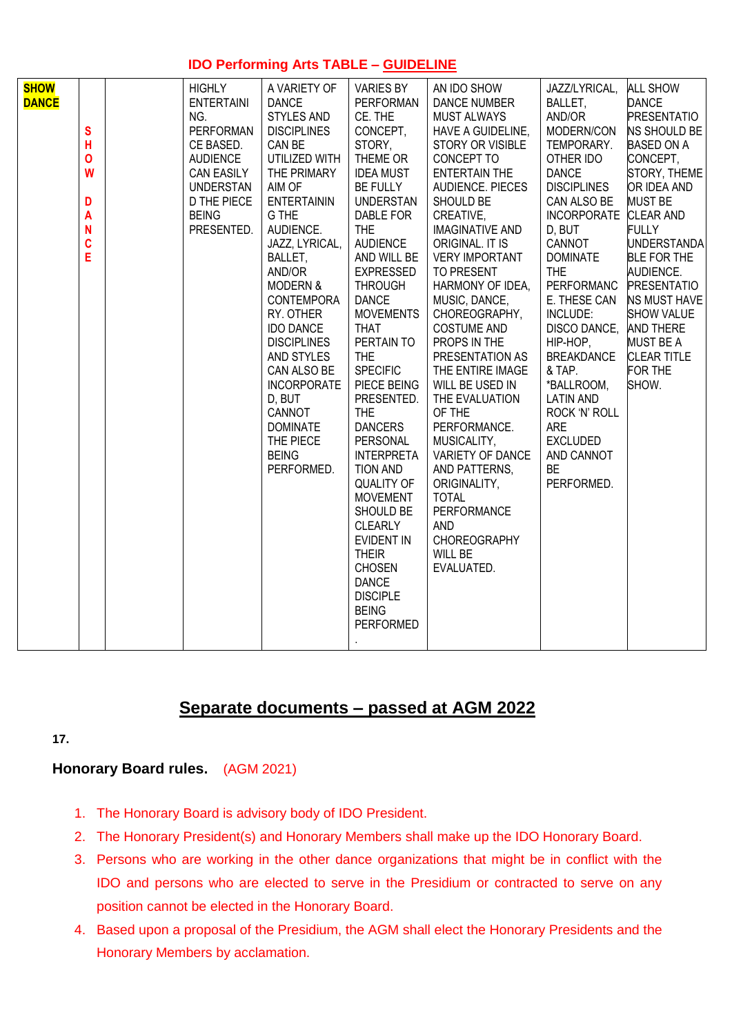## IDO Performing Arts TABLE – GUIDELINE

| | | | | | | | | |
|---|---|---|---|---|---|---|---|---|
| **SHOW DANCE** | SHOW DANCE | | HIGHLY ENTERTAINING. PERFORMANCE BASED. AUDIENCE CAN EASILY UNDERSTAND THE PIECE BEING PRESENTED. | A VARIETY OF DANCE STYLES AND DISCIPLINES CAN BE UTILIZED WITH THE PRIMARY AIM OF ENTERTAINING THE AUDIENCE. JAZZ, LYRICAL, BALLET, AND/OR MODERN & CONTEMPORARY. OTHER IDO DANCE DISCIPLINES AND STYLES CAN ALSO BE INCORPORATED, BUT CANNOT DOMINATE THE PIECE BEING PERFORMED. | VARIES BY PERFORMANCE. THE CONCEPT, STORY, THEME OR IDEA MUST BE FULLY UNDERSTANDABLE FOR THE AUDIENCE AND WILL BE EXPRESSED THROUGH DANCE MOVEMENTS THAT PERTAIN TO THE SPECIFIC PIECE BEING PRESENTED. THE DANCERS PERSONAL INTERPRETATION AND QUALITY OF MOVEMENT SHOULD BE CLEARLY EVIDENT IN THEIR CHOSEN DANCE DISCIPLE BEING PERFORMED. | AN IDO SHOW DANCE NUMBER MUST ALWAYS HAVE A GUIDELINE, STORY OR VISIBLE CONCEPT TO ENTERTAIN THE AUDIENCE. PIECES SHOULD BE CREATIVE, IMAGINATIVE AND ORIGINAL. IT IS VERY IMPORTANT TO PRESENT HARMONY OF IDEA, MUSIC, DANCE, CHOREOGRAPHY, COSTUME AND PROPS IN THE PRESENTATION AS THE ENTIRE IMAGE WILL BE USED IN THE EVALUATION OF THE PERFORMANCE. MUSICALITY, VARIETY OF DANCE AND PATTERNS, ORIGINALITY, TOTAL PERFORMANCE AND CHOREOGRAPHY WILL BE EVALUATED. | JAZZ/LYRICAL, BALLET, AND/OR MODERN/CONTEMPORARY. OTHER IDO DANCE DISCIPLINES CAN ALSO BE INCORPORATED, BUT CANNOT DOMINATE THE PERFORMANCE. THESE CAN INCLUDE: DISCO DANCE, HIP-HOP, BREAKDANCE & TAP. *BALLROOM, LATIN AND ROCK 'N' ROLL ARE EXCLUDED AND CANNOT BE PERFORMED. | ALL SHOW DANCE PRESENTATIONS SHOULD BE BASED ON A CONCEPT, STORY, THEME OR IDEA AND MUST BE CLEAR AND FULLY UNDERSTANDABLE FOR THE AUDIENCE. PRESENTATIONS MUST HAVE SHOW VALUE AND THERE MUST BE A CLEAR TITLE FOR THE SHOW. |

## Separate documents – passed at AGM 2022

**17.**

**Honorary Board rules.** (AGM 2021)

1. The Honorary Board is advisory body of IDO President.
2. The Honorary President(s) and Honorary Members shall make up the IDO Honorary Board.
3. Persons who are working in the other dance organizations that might be in conflict with the IDO and persons who are elected to serve in the Presidium or contracted to serve on any position cannot be elected in the Honorary Board.
4. Based upon a proposal of the Presidium, the AGM shall elect the Honorary Presidents and the Honorary Members by acclamation.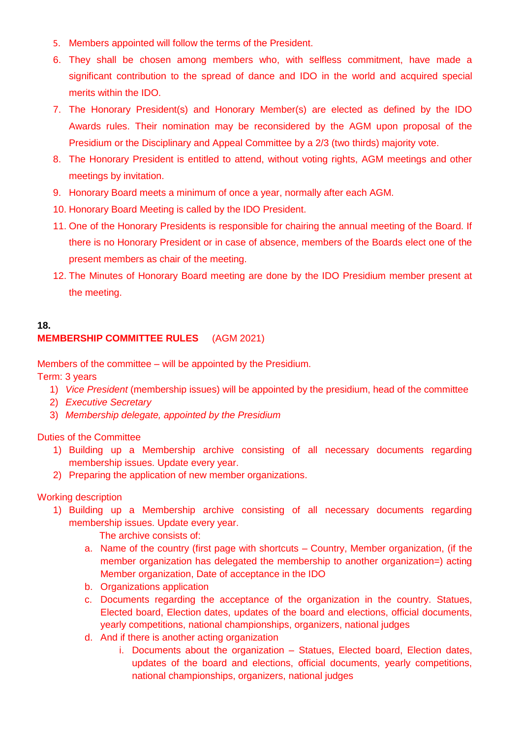5. Members appointed will follow the terms of the President.
6. They shall be chosen among members who, with selfless commitment, have made a significant contribution to the spread of dance and IDO in the world and acquired special merits within the IDO.
7. The Honorary President(s) and Honorary Member(s) are elected as defined by the IDO Awards rules. Their nomination may be reconsidered by the AGM upon proposal of the Presidium or the Disciplinary and Appeal Committee by a 2/3 (two thirds) majority vote.
8. The Honorary President is entitled to attend, without voting rights, AGM meetings and other meetings by invitation.
9. Honorary Board meets a minimum of once a year, normally after each AGM.
10. Honorary Board Meeting is called by the IDO President.
11. One of the Honorary Presidents is responsible for chairing the annual meeting of the Board. If there is no Honorary President or in case of absence, members of the Boards elect one of the present members as chair of the meeting.
12. The Minutes of Honorary Board meeting are done by the IDO Presidium member present at the meeting.

**18.**

**MEMBERSHIP COMMITTEE RULES** (AGM 2021)

Members of the committee – will be appointed by the Presidium.
Term: 3 years

1) *Vice President* (membership issues) will be appointed by the presidium, head of the committee
2) *Executive Secretary*
3) *Membership delegate, appointed by the Presidium*

Duties of the Committee

1) Building up a Membership archive consisting of all necessary documents regarding membership issues. Update every year.
2) Preparing the application of new member organizations.

Working description

1) Building up a Membership archive consisting of all necessary documents regarding membership issues. Update every year.

   The archive consists of:

   a. Name of the country (first page with shortcuts – Country, Member organization, (if the member organization has delegated the membership to another organization=) acting Member organization, Date of acceptance in the IDO
   b. Organizations application
   c. Documents regarding the acceptance of the organization in the country. Statues, Elected board, Election dates, updates of the board and elections, official documents, yearly competitions, national championships, organizers, national judges
   d. And if there is another acting organization
      i. Documents about the organization – Statues, Elected board, Election dates, updates of the board and elections, official documents, yearly competitions, national championships, organizers, national judges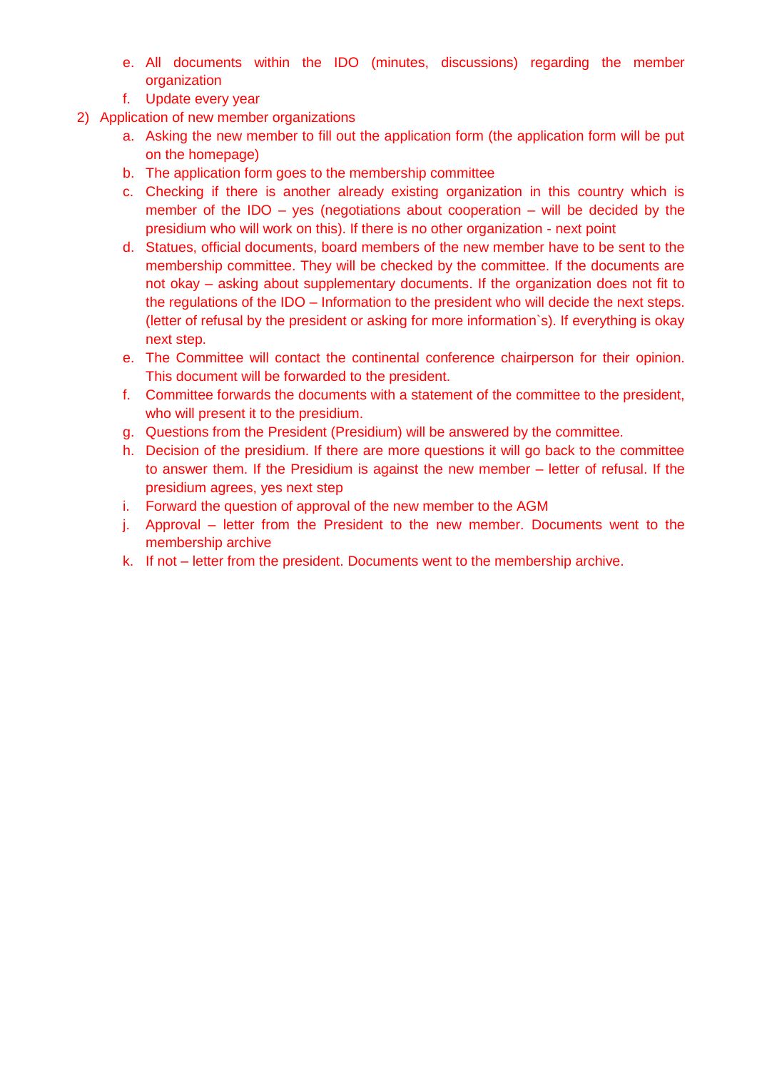e. All documents within the IDO (minutes, discussions) regarding the member organization
   f. Update every year

2) Application of new member organizations
   a. Asking the new member to fill out the application form (the application form will be put on the homepage)
   b. The application form goes to the membership committee
   c. Checking if there is another already existing organization in this country which is member of the IDO – yes (negotiations about cooperation – will be decided by the presidium who will work on this). If there is no other organization - next point
   d. Statues, official documents, board members of the new member have to be sent to the membership committee. They will be checked by the committee. If the documents are not okay – asking about supplementary documents. If the organization does not fit to the regulations of the IDO – Information to the president who will decide the next steps. (letter of refusal by the president or asking for more information`s). If everything is okay next step.
   e. The Committee will contact the continental conference chairperson for their opinion. This document will be forwarded to the president.
   f. Committee forwards the documents with a statement of the committee to the president, who will present it to the presidium.
   g. Questions from the President (Presidium) will be answered by the committee.
   h. Decision of the presidium. If there are more questions it will go back to the committee to answer them. If the Presidium is against the new member – letter of refusal. If the presidium agrees, yes next step
   i. Forward the question of approval of the new member to the AGM
   j. Approval – letter from the President to the new member. Documents went to the membership archive
   k. If not – letter from the president. Documents went to the membership archive.